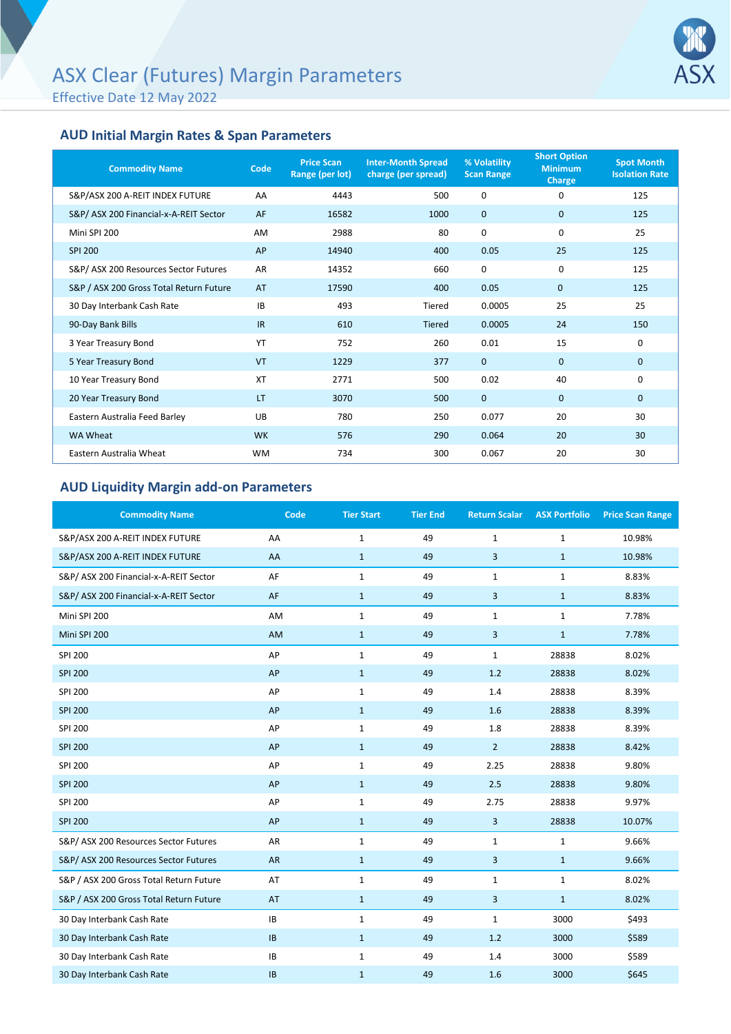# ASX Clear (Futures) Margin Parameters

Effective Date 12 May 2022

## AUD Initial Margin Rates & Span Parameters

| Commodity Name | Code | Price Scan Range (per lot) | Inter-Month Spread charge (per spread) | % Volatility Scan Range | Short Option Minimum Charge | Spot Month Isolation Rate |
|---|---|---|---|---|---|---|
| S&P/ASX 200 A-REIT INDEX FUTURE | AA | 4443 | 500 | 0 | 0 | 125 |
| S&P/ ASX 200 Financial-x-A-REIT Sector | AF | 16582 | 1000 | 0 | 0 | 125 |
| Mini SPI 200 | AM | 2988 | 80 | 0 | 0 | 25 |
| SPI 200 | AP | 14940 | 400 | 0.05 | 25 | 125 |
| S&P/ ASX 200 Resources Sector Futures | AR | 14352 | 660 | 0 | 0 | 125 |
| S&P / ASX 200 Gross Total Return Future | AT | 17590 | 400 | 0.05 | 0 | 125 |
| 30 Day Interbank Cash Rate | IB | 493 | Tiered | 0.0005 | 25 | 25 |
| 90-Day Bank Bills | IR | 610 | Tiered | 0.0005 | 24 | 150 |
| 3 Year Treasury Bond | YT | 752 | 260 | 0.01 | 15 | 0 |
| 5 Year Treasury Bond | VT | 1229 | 377 | 0 | 0 | 0 |
| 10 Year Treasury Bond | XT | 2771 | 500 | 0.02 | 40 | 0 |
| 20 Year Treasury Bond | LT | 3070 | 500 | 0 | 0 | 0 |
| Eastern Australia Feed Barley | UB | 780 | 250 | 0.077 | 20 | 30 |
| WA Wheat | WK | 576 | 290 | 0.064 | 20 | 30 |
| Eastern Australia Wheat | WM | 734 | 300 | 0.067 | 20 | 30 |

## AUD Liquidity Margin add-on Parameters

| Commodity Name | Code | Tier Start | Tier End | Return Scalar | ASX Portfolio | Price Scan Range |
|---|---|---|---|---|---|---|
| S&P/ASX 200 A-REIT INDEX FUTURE | AA | 1 | 49 | 1 | 1 | 10.98% |
| S&P/ASX 200 A-REIT INDEX FUTURE | AA | 1 | 49 | 3 | 1 | 10.98% |
| S&P/ ASX 200 Financial-x-A-REIT Sector | AF | 1 | 49 | 1 | 1 | 8.83% |
| S&P/ ASX 200 Financial-x-A-REIT Sector | AF | 1 | 49 | 3 | 1 | 8.83% |
| Mini SPI 200 | AM | 1 | 49 | 1 | 1 | 7.78% |
| Mini SPI 200 | AM | 1 | 49 | 3 | 1 | 7.78% |
| SPI 200 | AP | 1 | 49 | 1 | 28838 | 8.02% |
| SPI 200 | AP | 1 | 49 | 1.2 | 28838 | 8.02% |
| SPI 200 | AP | 1 | 49 | 1.4 | 28838 | 8.39% |
| SPI 200 | AP | 1 | 49 | 1.6 | 28838 | 8.39% |
| SPI 200 | AP | 1 | 49 | 1.8 | 28838 | 8.39% |
| SPI 200 | AP | 1 | 49 | 2 | 28838 | 8.42% |
| SPI 200 | AP | 1 | 49 | 2.25 | 28838 | 9.80% |
| SPI 200 | AP | 1 | 49 | 2.5 | 28838 | 9.80% |
| SPI 200 | AP | 1 | 49 | 2.75 | 28838 | 9.97% |
| SPI 200 | AP | 1 | 49 | 3 | 28838 | 10.07% |
| S&P/ ASX 200 Resources Sector Futures | AR | 1 | 49 | 1 | 1 | 9.66% |
| S&P/ ASX 200 Resources Sector Futures | AR | 1 | 49 | 3 | 1 | 9.66% |
| S&P / ASX 200 Gross Total Return Future | AT | 1 | 49 | 1 | 1 | 8.02% |
| S&P / ASX 200 Gross Total Return Future | AT | 1 | 49 | 3 | 1 | 8.02% |
| 30 Day Interbank Cash Rate | IB | 1 | 49 | 1 | 3000 | $493 |
| 30 Day Interbank Cash Rate | IB | 1 | 49 | 1.2 | 3000 | $589 |
| 30 Day Interbank Cash Rate | IB | 1 | 49 | 1.4 | 3000 | $589 |
| 30 Day Interbank Cash Rate | IB | 1 | 49 | 1.6 | 3000 | $645 |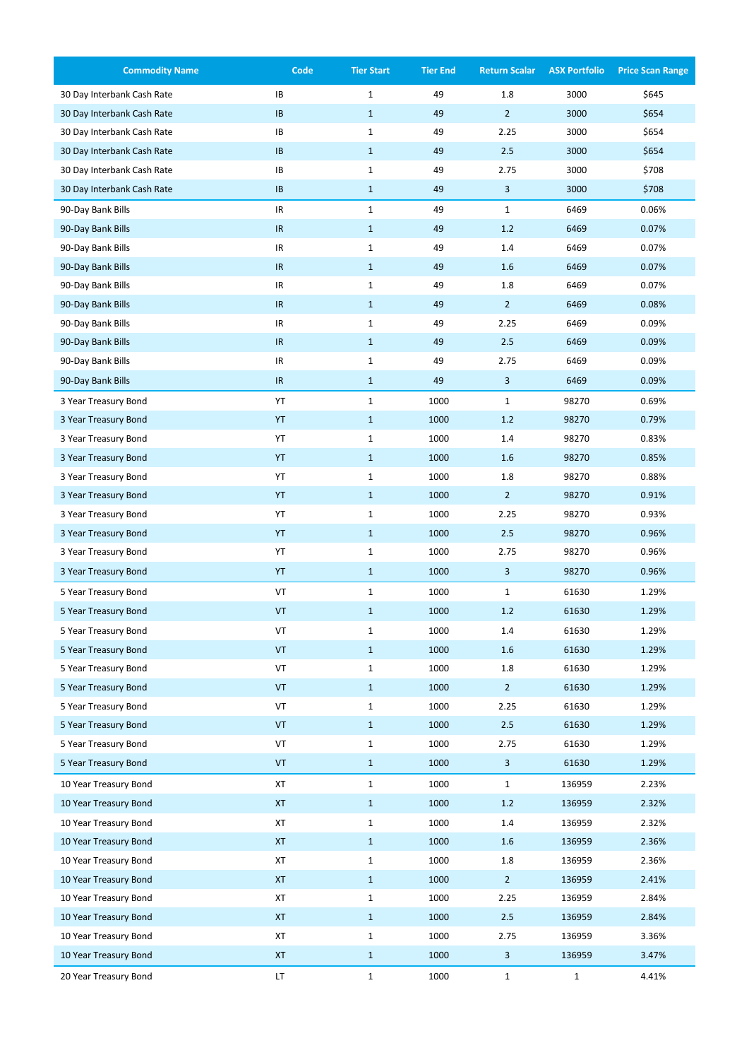| Commodity Name | Code | Tier Start | Tier End | Return Scalar | ASX Portfolio | Price Scan Range |
|---|---|---|---|---|---|---|
| 30 Day Interbank Cash Rate | IB | 1 | 49 | 1.8 | 3000 | $645 |
| 30 Day Interbank Cash Rate | IB | 1 | 49 | 2 | 3000 | $654 |
| 30 Day Interbank Cash Rate | IB | 1 | 49 | 2.25 | 3000 | $654 |
| 30 Day Interbank Cash Rate | IB | 1 | 49 | 2.5 | 3000 | $654 |
| 30 Day Interbank Cash Rate | IB | 1 | 49 | 2.75 | 3000 | $708 |
| 30 Day Interbank Cash Rate | IB | 1 | 49 | 3 | 3000 | $708 |
| 90-Day Bank Bills | IR | 1 | 49 | 1 | 6469 | 0.06% |
| 90-Day Bank Bills | IR | 1 | 49 | 1.2 | 6469 | 0.07% |
| 90-Day Bank Bills | IR | 1 | 49 | 1.4 | 6469 | 0.07% |
| 90-Day Bank Bills | IR | 1 | 49 | 1.6 | 6469 | 0.07% |
| 90-Day Bank Bills | IR | 1 | 49 | 1.8 | 6469 | 0.07% |
| 90-Day Bank Bills | IR | 1 | 49 | 2 | 6469 | 0.08% |
| 90-Day Bank Bills | IR | 1 | 49 | 2.25 | 6469 | 0.09% |
| 90-Day Bank Bills | IR | 1 | 49 | 2.5 | 6469 | 0.09% |
| 90-Day Bank Bills | IR | 1 | 49 | 2.75 | 6469 | 0.09% |
| 90-Day Bank Bills | IR | 1 | 49 | 3 | 6469 | 0.09% |
| 3 Year Treasury Bond | YT | 1 | 1000 | 1 | 98270 | 0.69% |
| 3 Year Treasury Bond | YT | 1 | 1000 | 1.2 | 98270 | 0.79% |
| 3 Year Treasury Bond | YT | 1 | 1000 | 1.4 | 98270 | 0.83% |
| 3 Year Treasury Bond | YT | 1 | 1000 | 1.6 | 98270 | 0.85% |
| 3 Year Treasury Bond | YT | 1 | 1000 | 1.8 | 98270 | 0.88% |
| 3 Year Treasury Bond | YT | 1 | 1000 | 2 | 98270 | 0.91% |
| 3 Year Treasury Bond | YT | 1 | 1000 | 2.25 | 98270 | 0.93% |
| 3 Year Treasury Bond | YT | 1 | 1000 | 2.5 | 98270 | 0.96% |
| 3 Year Treasury Bond | YT | 1 | 1000 | 2.75 | 98270 | 0.96% |
| 3 Year Treasury Bond | YT | 1 | 1000 | 3 | 98270 | 0.96% |
| 5 Year Treasury Bond | VT | 1 | 1000 | 1 | 61630 | 1.29% |
| 5 Year Treasury Bond | VT | 1 | 1000 | 1.2 | 61630 | 1.29% |
| 5 Year Treasury Bond | VT | 1 | 1000 | 1.4 | 61630 | 1.29% |
| 5 Year Treasury Bond | VT | 1 | 1000 | 1.6 | 61630 | 1.29% |
| 5 Year Treasury Bond | VT | 1 | 1000 | 1.8 | 61630 | 1.29% |
| 5 Year Treasury Bond | VT | 1 | 1000 | 2 | 61630 | 1.29% |
| 5 Year Treasury Bond | VT | 1 | 1000 | 2.25 | 61630 | 1.29% |
| 5 Year Treasury Bond | VT | 1 | 1000 | 2.5 | 61630 | 1.29% |
| 5 Year Treasury Bond | VT | 1 | 1000 | 2.75 | 61630 | 1.29% |
| 5 Year Treasury Bond | VT | 1 | 1000 | 3 | 61630 | 1.29% |
| 10 Year Treasury Bond | XT | 1 | 1000 | 1 | 136959 | 2.23% |
| 10 Year Treasury Bond | XT | 1 | 1000 | 1.2 | 136959 | 2.32% |
| 10 Year Treasury Bond | XT | 1 | 1000 | 1.4 | 136959 | 2.32% |
| 10 Year Treasury Bond | XT | 1 | 1000 | 1.6 | 136959 | 2.36% |
| 10 Year Treasury Bond | XT | 1 | 1000 | 1.8 | 136959 | 2.36% |
| 10 Year Treasury Bond | XT | 1 | 1000 | 2 | 136959 | 2.41% |
| 10 Year Treasury Bond | XT | 1 | 1000 | 2.25 | 136959 | 2.84% |
| 10 Year Treasury Bond | XT | 1 | 1000 | 2.5 | 136959 | 2.84% |
| 10 Year Treasury Bond | XT | 1 | 1000 | 2.75 | 136959 | 3.36% |
| 10 Year Treasury Bond | XT | 1 | 1000 | 3 | 136959 | 3.47% |
| 20 Year Treasury Bond | LT | 1 | 1000 | 1 | 1 | 4.41% |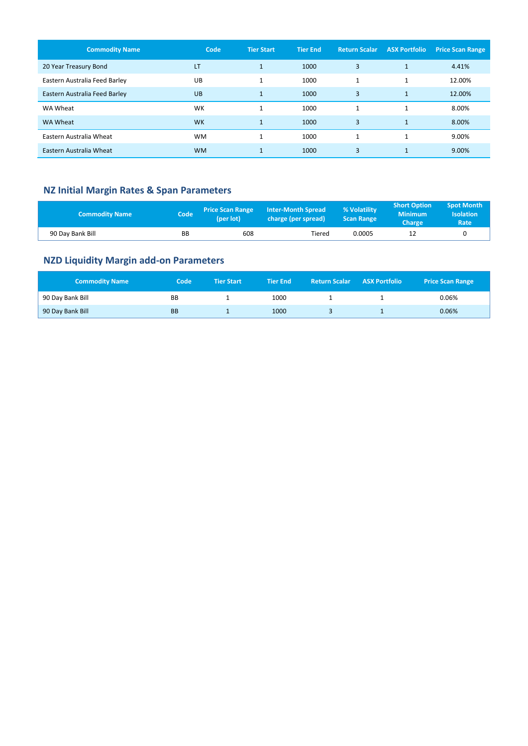| Commodity Name | Code | Tier Start | Tier End | Return Scalar | ASX Portfolio | Price Scan Range |
|---|---|---|---|---|---|---|
| 20 Year Treasury Bond | LT | 1 | 1000 | 3 | 1 | 4.41% |
| Eastern Australia Feed Barley | UB | 1 | 1000 | 1 | 1 | 12.00% |
| Eastern Australia Feed Barley | UB | 1 | 1000 | 3 | 1 | 12.00% |
| WA Wheat | WK | 1 | 1000 | 1 | 1 | 8.00% |
| WA Wheat | WK | 1 | 1000 | 3 | 1 | 8.00% |
| Eastern Australia Wheat | WM | 1 | 1000 | 1 | 1 | 9.00% |
| Eastern Australia Wheat | WM | 1 | 1000 | 3 | 1 | 9.00% |

## NZ Initial Margin Rates & Span Parameters

| Commodity Name | Code | Price Scan Range (per lot) | Inter-Month Spread charge (per spread) | % Volatility Scan Range | Short Option Minimum Charge | Spot Month Isolation Rate |
|---|---|---|---|---|---|---|
| 90 Day Bank Bill | BB | 608 | Tiered | 0.0005 | 12 | 0 |

## NZD Liquidity Margin add-on Parameters

| Commodity Name | Code | Tier Start | Tier End | Return Scalar | ASX Portfolio | Price Scan Range |
|---|---|---|---|---|---|---|
| 90 Day Bank Bill | BB | 1 | 1000 | 1 | 1 | 0.06% |
| 90 Day Bank Bill | BB | 1 | 1000 | 3 | 1 | 0.06% |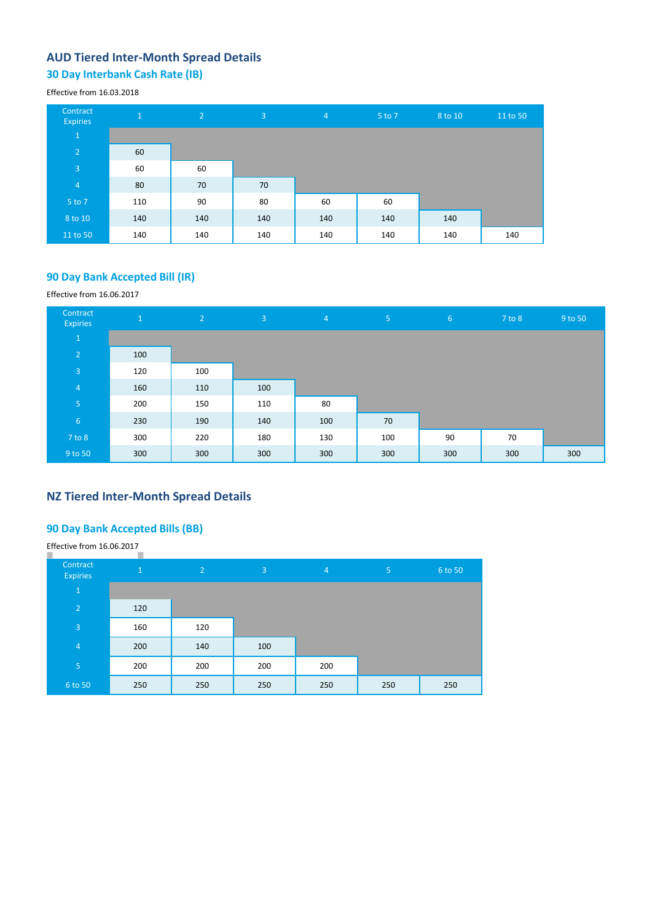## AUD Tiered Inter-Month Spread Details

### 30 Day Interbank Cash Rate (IB)

Effective from 16.03.2018

| Contract Expiries | 1 | 2 | 3 | 4 | 5 to 7 | 8 to 10 | 11 to 50 |
|---|---|---|---|---|---|---|---|
| 1 | | | | | | | |
| 2 | 60 | | | | | | |
| 3 | 60 | 60 | | | | | |
| 4 | 80 | 70 | 70 | | | | |
| 5 to 7 | 110 | 90 | 80 | 60 | 60 | | |
| 8 to 10 | 140 | 140 | 140 | 140 | 140 | 140 | |
| 11 to 50 | 140 | 140 | 140 | 140 | 140 | 140 | 140 |

### 90 Day Bank Accepted Bill (IR)

Effective from 16.06.2017

| Contract Expiries | 1 | 2 | 3 | 4 | 5 | 6 | 7 to 8 | 9 to 50 |
|---|---|---|---|---|---|---|---|---|
| 1 | | | | | | | | |
| 2 | 100 | | | | | | | |
| 3 | 120 | 100 | | | | | | |
| 4 | 160 | 110 | 100 | | | | | |
| 5 | 200 | 150 | 110 | 80 | | | | |
| 6 | 230 | 190 | 140 | 100 | 70 | | | |
| 7 to 8 | 300 | 220 | 180 | 130 | 100 | 90 | 70 | |
| 9 to 50 | 300 | 300 | 300 | 300 | 300 | 300 | 300 | 300 |

## NZ Tiered Inter-Month Spread Details

### 90 Day Bank Accepted Bills (BB)

Effective from 16.06.2017

| Contract Expiries | 1 | 2 | 3 | 4 | 5 | 6 to 50 |
|---|---|---|---|---|---|---|
| 1 | | | | | | |
| 2 | 120 | | | | | |
| 3 | 160 | 120 | | | | |
| 4 | 200 | 140 | 100 | | | |
| 5 | 200 | 200 | 200 | 200 | | |
| 6 to 50 | 250 | 250 | 250 | 250 | 250 | 250 |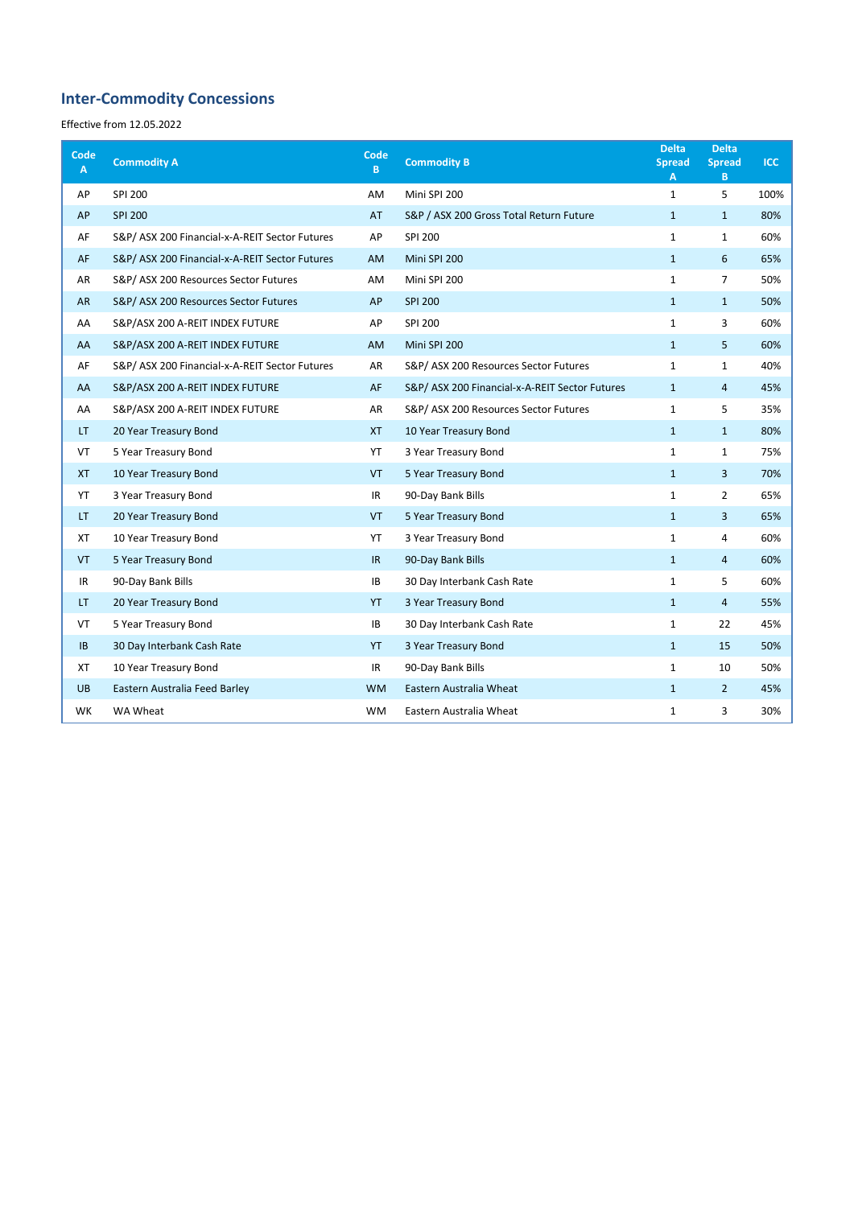## Inter-Commodity Concessions

Effective from 12.05.2022

| Code A | Commodity A | Code B | Commodity B | Delta Spread A | Delta Spread B | ICC |
|---|---|---|---|---|---|---|
| AP | SPI 200 | AM | Mini SPI 200 | 1 | 5 | 100% |
| AP | SPI 200 | AT | S&P / ASX 200 Gross Total Return Future | 1 | 1 | 80% |
| AF | S&P/ ASX 200 Financial-x-A-REIT Sector Futures | AP | SPI 200 | 1 | 1 | 60% |
| AF | S&P/ ASX 200 Financial-x-A-REIT Sector Futures | AM | Mini SPI 200 | 1 | 6 | 65% |
| AR | S&P/ ASX 200 Resources Sector Futures | AM | Mini SPI 200 | 1 | 7 | 50% |
| AR | S&P/ ASX 200 Resources Sector Futures | AP | SPI 200 | 1 | 1 | 50% |
| AA | S&P/ASX 200 A-REIT INDEX FUTURE | AP | SPI 200 | 1 | 3 | 60% |
| AA | S&P/ASX 200 A-REIT INDEX FUTURE | AM | Mini SPI 200 | 1 | 5 | 60% |
| AF | S&P/ ASX 200 Financial-x-A-REIT Sector Futures | AR | S&P/ ASX 200 Resources Sector Futures | 1 | 1 | 40% |
| AA | S&P/ASX 200 A-REIT INDEX FUTURE | AF | S&P/ ASX 200 Financial-x-A-REIT Sector Futures | 1 | 4 | 45% |
| AA | S&P/ASX 200 A-REIT INDEX FUTURE | AR | S&P/ ASX 200 Resources Sector Futures | 1 | 5 | 35% |
| LT | 20 Year Treasury Bond | XT | 10 Year Treasury Bond | 1 | 1 | 80% |
| VT | 5 Year Treasury Bond | YT | 3 Year Treasury Bond | 1 | 1 | 75% |
| XT | 10 Year Treasury Bond | VT | 5 Year Treasury Bond | 1 | 3 | 70% |
| YT | 3 Year Treasury Bond | IR | 90-Day Bank Bills | 1 | 2 | 65% |
| LT | 20 Year Treasury Bond | VT | 5 Year Treasury Bond | 1 | 3 | 65% |
| XT | 10 Year Treasury Bond | YT | 3 Year Treasury Bond | 1 | 4 | 60% |
| VT | 5 Year Treasury Bond | IR | 90-Day Bank Bills | 1 | 4 | 60% |
| IR | 90-Day Bank Bills | IB | 30 Day Interbank Cash Rate | 1 | 5 | 60% |
| LT | 20 Year Treasury Bond | YT | 3 Year Treasury Bond | 1 | 4 | 55% |
| VT | 5 Year Treasury Bond | IB | 30 Day Interbank Cash Rate | 1 | 22 | 45% |
| IB | 30 Day Interbank Cash Rate | YT | 3 Year Treasury Bond | 1 | 15 | 50% |
| XT | 10 Year Treasury Bond | IR | 90-Day Bank Bills | 1 | 10 | 50% |
| UB | Eastern Australia Feed Barley | WM | Eastern Australia Wheat | 1 | 2 | 45% |
| WK | WA Wheat | WM | Eastern Australia Wheat | 1 | 3 | 30% |